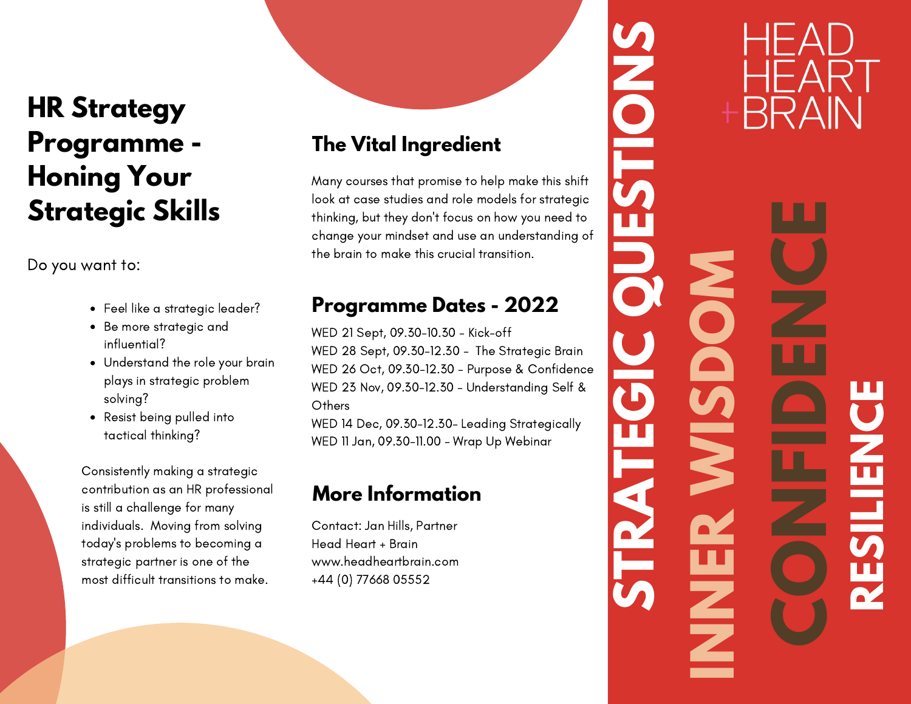# HR Strategy Programme - Honing Your Strategic Skills

Do you want to:

- Feel like a strategic leader?
- Be more strategic and influential?
- Understand the role your brain plays in strategic problem solving?
- Resist being pulled into tactical thinking?

Consistently making a strategic contribution as an HR professional is still a challenge for many individuals. Moving from solving today's problems to becoming a strategic partner is one of the most difficult transitions to make.

## The Vital Ingredient

Many courses that promise to help make this shift look at case studies and role models for strategic thinking, but they don't focus on how you need to change your mindset and use an understanding of the brain to make this crucial transition.

## Programme Dates - 2022

WED 21 Sept, 09.30-10.30 - Kick-off
WED 28 Sept, 09.30-12.30 - The Strategic Brain
WED 26 Oct, 09.30-12.30 - Purpose & Confidence
WED 23 Nov, 09.30-12.30 - Understanding Self & Others
WED 14 Dec, 09.30-12.30- Leading Strategically
WED 11 Jan, 09.30-11.00 - Wrap Up Webinar

## More Information

Contact: Jan Hills, Partner
Head Heart + Brain
www.headheartbrain.com
+44 (0) 77668 05552

HEAD HEART + BRAIN

STRATEGIC QUESTIONS

INNER WISDOM

CONFIDENCE

RESILIENCE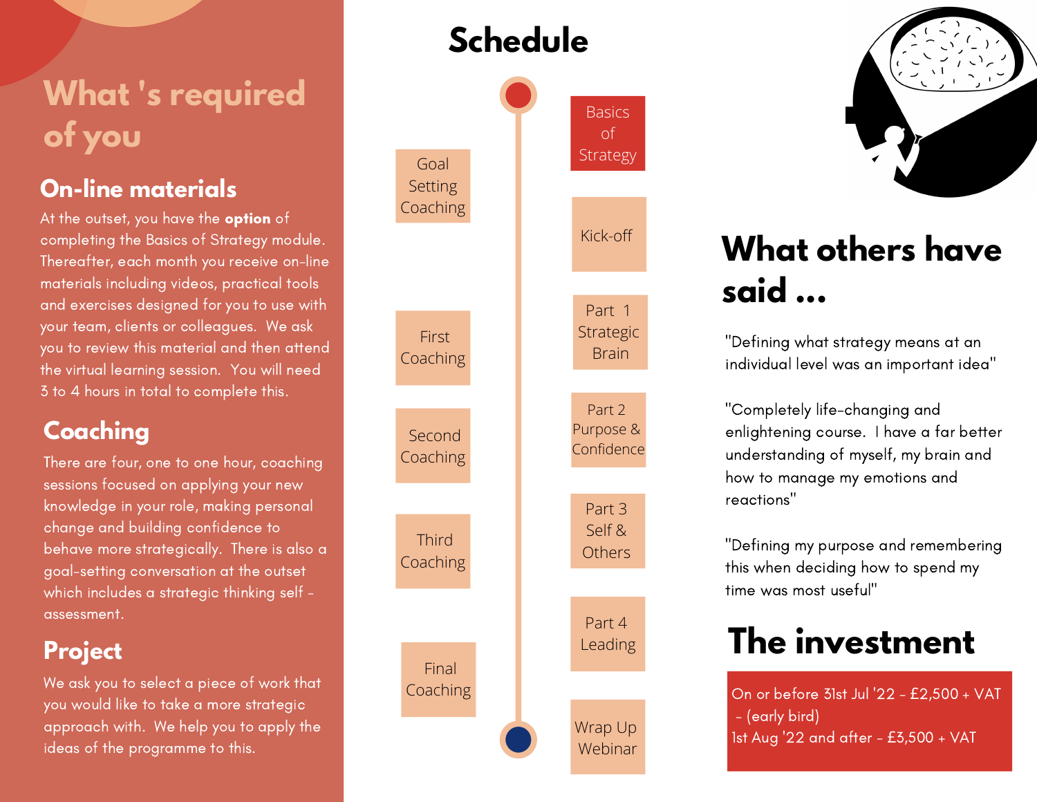# What 's required of you

## On-line materials

At the outset, you have the **option** of completing the Basics of Strategy module. Thereafter, each month you receive on-line materials including videos, practical tools and exercises designed for you to use with your team, clients or colleagues. We ask you to review this material and then attend the virtual learning session. You will need 3 to 4 hours in total to complete this.

## Coaching

There are four, one to one hour, coaching sessions focused on applying your new knowledge in your role, making personal change and building confidence to behave more strategically. There is also a goal-setting conversation at the outset which includes a strategic thinking self - assessment.

## Project

We ask you to select a piece of work that you would like to take a more strategic approach with. We help you to apply the ideas of the programme to this.

# Schedule

Basics of Strategy

Goal Setting Coaching

Kick-off

Part 1 Strategic Brain

First Coaching

Part 2 Purpose & Confidence

Second Coaching

Part 3 Self & Others

Third Coaching

Part 4 Leading

Final Coaching

Wrap Up Webinar

# What others have said ...

"Defining what strategy means at an individual level was an important idea"

"Completely life-changing and enlightening course. I have a far better understanding of myself, my brain and how to manage my emotions and reactions"

"Defining my purpose and remembering this when deciding how to spend my time was most useful"

# The investment

On or before 31st Jul '22 - £2,500 + VAT - (early bird)

1st Aug '22 and after - £3,500 + VAT